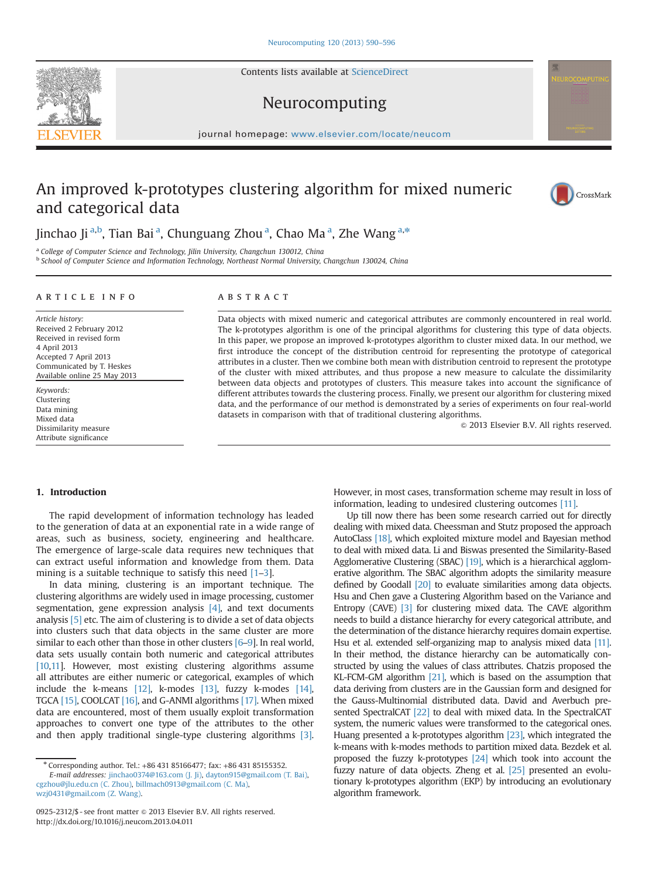# An improved k-prototypes clustering algorithm for mixed numeric and categorical data

Jinchao Ji [a,b], Tian Bai [a], Chunguang Zhou [a], Chao Ma [a], Zhe Wang [a,*]

[a] College of Computer Science and Technology, Jilin University, Changchun 130012, China

[b] School of Computer Science and Information Technology, Northeast Normal University, Changchun 130024, China

## ARTICLE INFO

*Article history:*
Received 2 February 2012
Received in revised form
4 April 2013
Accepted 7 April 2013
Communicated by T. Heskes
Available online 25 May 2013

*Keywords:*
Clustering
Data mining
Mixed data
Dissimilarity measure
Attribute significance

## ABSTRACT

Data objects with mixed numeric and categorical attributes are commonly encountered in real world. The k-prototypes algorithm is one of the principal algorithms for clustering this type of data objects. In this paper, we propose an improved k-prototypes algorithm to cluster mixed data. In our method, we first introduce the concept of the distribution centroid for representing the prototype of categorical attributes in a cluster. Then we combine both mean with distribution centroid to represent the prototype of the cluster with mixed attributes, and thus propose a new measure to calculate the dissimilarity between data objects and prototypes of clusters. This measure takes into account the significance of different attributes towards the clustering process. Finally, we present our algorithm for clustering mixed data, and the performance of our method is demonstrated by a series of experiments on four real-world datasets in comparison with that of traditional clustering algorithms.

© 2013 Elsevier B.V. All rights reserved.

## 1. Introduction

The rapid development of information technology has leaded to the generation of data at an exponential rate in a wide range of areas, such as business, society, engineering and healthcare. The emergence of large-scale data requires new techniques that can extract useful information and knowledge from them. Data mining is a suitable technique to satisfy this need [1–3].

In data mining, clustering is an important technique. The clustering algorithms are widely used in image processing, customer segmentation, gene expression analysis [4], and text documents analysis [5] etc. The aim of clustering is to divide a set of data objects into clusters such that data objects in the same cluster are more similar to each other than those in other clusters [6–9]. In real world, data sets usually contain both numeric and categorical attributes [10,11]. However, most existing clustering algorithms assume all attributes are either numeric or categorical, examples of which include the k-means [12], k-modes [13], fuzzy k-modes [14], TGCA [15], COOLCAT [16], and G-ANMI algorithms [17]. When mixed data are encountered, most of them usually exploit transformation approaches to convert one type of the attributes to the other and then apply traditional single-type clustering algorithms [3]. However, in most cases, transformation scheme may result in loss of information, leading to undesired clustering outcomes [11].

Up till now there has been some research carried out for directly dealing with mixed data. Cheessman and Stutz proposed the approach AutoClass [18], which exploited mixture model and Bayesian method to deal with mixed data. Li and Biswas presented the Similarity-Based Agglomerative Clustering (SBAC) [19], which is a hierarchical agglomerative algorithm. The SBAC algorithm adopts the similarity measure defined by Goodall [20] to evaluate similarities among data objects. Hsu and Chen gave a Clustering Algorithm based on the Variance and Entropy (CAVE) [3] for clustering mixed data. The CAVE algorithm needs to build a distance hierarchy for every categorical attribute, and the determination of the distance hierarchy requires domain expertise. Hsu et al. extended self-organizing map to analysis mixed data [11]. In their method, the distance hierarchy can be automatically constructed by using the values of class attributes. Chatzis proposed the KL-FCM-GM algorithm [21], which is based on the assumption that data deriving from clusters are in the Gaussian form and designed for the Gauss-Multinomial distributed data. David and Averbuch presented SpectralCAT [22] to deal with mixed data. In the SpectralCAT system, the numeric values were transformed to the categorical ones. Huang presented a k-prototypes algorithm [23], which integrated the k-means with k-modes methods to partition mixed data. Bezdek et al. proposed the fuzzy k-prototypes [24] which took into account the fuzzy nature of data objects. Zheng et al. [25] presented an evolutionary k-prototypes algorithm (EKP) by introducing an evolutionary algorithm framework.

---

* Corresponding author. Tel.: +86 431 85166477; fax: +86 431 85155352.
*E-mail addresses:* jinchao0374@163.com (J. Ji), dayton915@gmail.com (T. Bai), cgzhou@jlu.edu.cn (C. Zhou), billmach0913@gmail.com (C. Ma), wzj0431@gmail.com (Z. Wang).

0925-2312/$ - see front matter © 2013 Elsevier B.V. All rights reserved.
http://dx.doi.org/10.1016/j.neucom.2013.04.011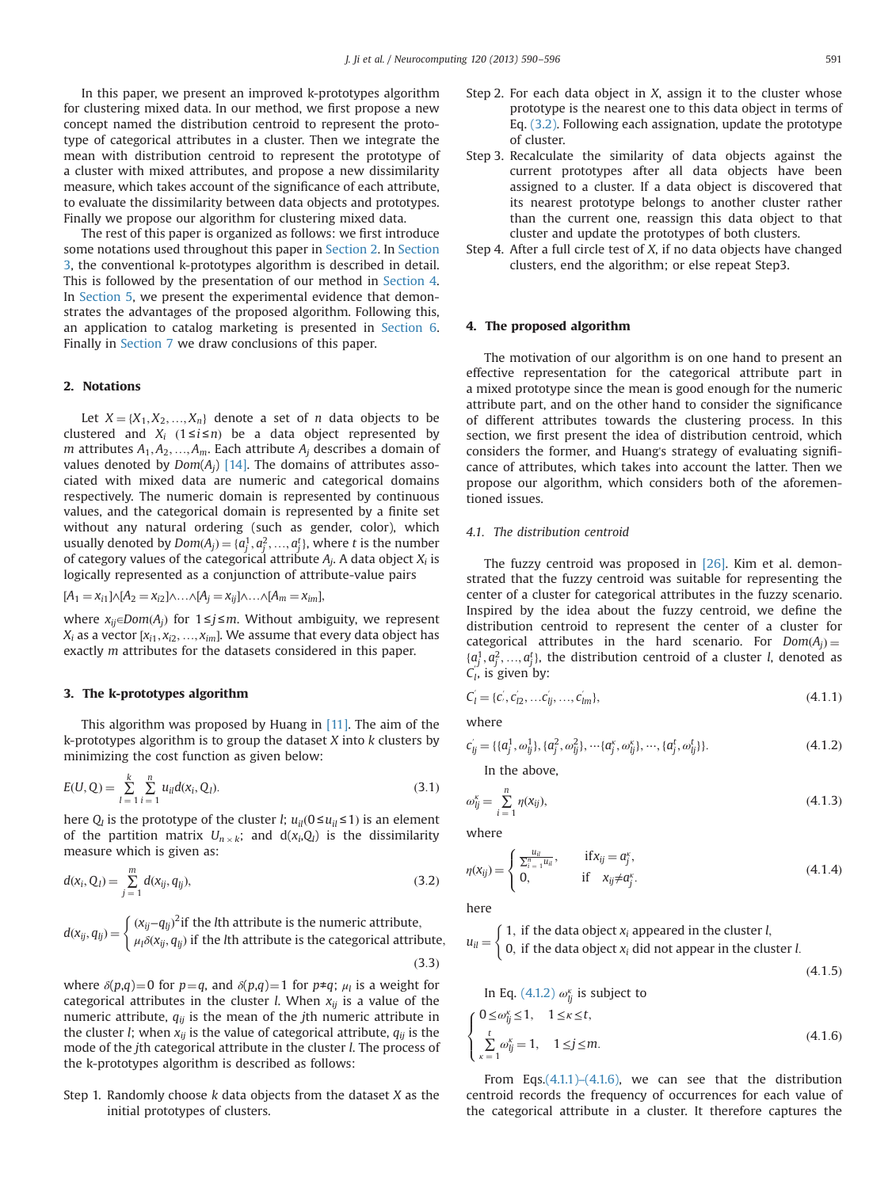In this paper, we present an improved k-prototypes algorithm for clustering mixed data. In our method, we first propose a new concept named the distribution centroid to represent the prototype of categorical attributes in a cluster. Then we integrate the mean with distribution centroid to represent the prototype of a cluster with mixed attributes, and propose a new dissimilarity measure, which takes account of the significance of each attribute, to evaluate the dissimilarity between data objects and prototypes. Finally we propose our algorithm for clustering mixed data.

The rest of this paper is organized as follows: we first introduce some notations used throughout this paper in Section 2. In Section 3, the conventional k-prototypes algorithm is described in detail. This is followed by the presentation of our method in Section 4. In Section 5, we present the experimental evidence that demonstrates the advantages of the proposed algorithm. Following this, an application to catalog marketing is presented in Section 6. Finally in Section 7 we draw conclusions of this paper.

## 2. Notations

Let $X=\{X_1,X_2,\ldots,X_n\}$ denote a set of $n$ data objects to be clustered and $X_i$ $(1\leq i\leq n)$ be a data object represented by $m$ attributes $A_1,A_2,\ldots,A_m$. Each attribute $A_j$ describes a domain of values denoted by $Dom(A_j)$ [14]. The domains of attributes associated with mixed data are numeric and categorical domains respectively. The numeric domain is represented by continuous values, and the categorical domain is represented by a finite set without any natural ordering (such as gender, color), which usually denoted by $Dom(A_j)=\{a_j^1,a_j^2,\ldots,a_j^t\}$, where $t$ is the number of category values of the categorical attribute $A_j$. A data object $X_i$ is logically represented as a conjunction of attribute-value pairs

$[A_1=x_{i1}]\wedge[A_2=x_{i2}]\wedge\ldots\wedge[A_j=x_{ij}]\wedge\ldots\wedge[A_m=x_{im}]$,

where $x_{ij}\in Dom(A_j)$ for $1\leq j\leq m$. Without ambiguity, we represent $X_i$ as a vector $[x_{i1},x_{i2},\ldots,x_{im}]$. We assume that every data object has exactly $m$ attributes for the datasets considered in this paper.

## 3. The k-prototypes algorithm

This algorithm was proposed by Huang in [11]. The aim of the k-prototypes algorithm is to group the dataset $X$ into $k$ clusters by minimizing the cost function as given below:

$$E(U,Q)=\sum_{l=1}^{k}\sum_{i=1}^{n}u_{il}d(x_i,Q_l). \tag{3.1}$$

here $Q_l$ is the prototype of the cluster $l$; $u_{il}(0\leq u_{il}\leq 1)$ is an element of the partition matrix $U_{n\times k}$; and $d(x_i,Q_l)$ is the dissimilarity measure which is given as:

$$d(x_i,Q_l)=\sum_{j=1}^{m}d(x_{ij},q_{lj}), \tag{3.2}$$

$$d(x_{ij},q_{lj})=\begin{cases}(x_{ij}-q_{lj})^2 \text{ if the } l\text{th attribute is the numeric attribute,}\\ \mu_l\delta(x_{ij},q_{lj}) \text{ if the } l\text{th attribute is the categorical attribute,}\end{cases} \tag{3.3}$$

where $\delta(p,q)=0$ for $p=q$, and $\delta(p,q)=1$ for $p\neq q$; $\mu_l$ is a weight for categorical attributes in the cluster $l$. When $x_{ij}$ is a value of the numeric attribute, $q_{lj}$ is the mean of the $j$th numeric attribute in the cluster $l$; when $x_{ij}$ is the value of categorical attribute, $q_{lj}$ is the mode of the $j$th categorical attribute in the cluster $l$. The process of the k-prototypes algorithm is described as follows:

Step 1. Randomly choose $k$ data objects from the dataset $X$ as the initial prototypes of clusters.

Step 2. For each data object in $X$, assign it to the cluster whose prototype is the nearest one to this data object in terms of Eq. (3.2). Following each assignation, update the prototype of cluster.

Step 3. Recalculate the similarity of data objects against the current prototypes after all data objects have been assigned to a cluster. If a data object is discovered that its nearest prototype belongs to another cluster rather than the current one, reassign this data object to that cluster and update the prototypes of both clusters.

Step 4. After a full circle test of $X$, if no data objects have changed clusters, end the algorithm; or else repeat Step3.

## 4. The proposed algorithm

The motivation of our algorithm is on one hand to present an effective representation for the categorical attribute part in a mixed prototype since the mean is good enough for the numeric attribute part, and on the other hand to consider the significance of different attributes towards the clustering process. In this section, we first present the idea of distribution centroid, which considers the former, and Huang's strategy of evaluating significance of attributes, which takes into account the latter. Then we propose our algorithm, which considers both of the aforementioned issues.

### 4.1. The distribution centroid

The fuzzy centroid was proposed in [26]. Kim et al. demonstrated that the fuzzy centroid was suitable for representing the center of a cluster for categorical attributes in the fuzzy scenario. Inspired by the idea about the fuzzy centroid, we define the distribution centroid to represent the center of a cluster for categorical attributes in the hard scenario. For $Dom(A_j)=\{a_j^1,a_j^2,\ldots,a_j^t\}$, the distribution centroid of a cluster $l$, denoted as $C_l^{'}$, is given by:

$$C_l^{'}=\{c^{'},c_{l2}^{'},\ldots c_{lj}^{'},\ldots,c_{lm}^{'}\}, \tag{4.1.1}$$

where

$$c_{lj}^{'}=\{\{a_j^1,\omega_{lj}^1\},\{a_j^2,\omega_{lj}^2\},\cdots\{a_j^\kappa,\omega_{lj}^\kappa\},\cdots,\{a_j^t,\omega_{lj}^t\}\}. \tag{4.1.2}$$

In the above,

$$\omega_{lj}^\kappa=\sum_{i=1}^{n}\eta(x_{ij}), \tag{4.1.3}$$

where

$$\eta(x_{ij})=\begin{cases}\frac{u_{il}}{\sum_{i=1}^{n}u_{il}}, & \text{if } x_{ij}=a_j^\kappa,\\ 0, & \text{if } x_{ij}\neq a_j^\kappa.\end{cases} \tag{4.1.4}$$

here

$$u_{il}=\begin{cases}1, \text{ if the data object } x_i \text{ appeared in the cluster } l,\\ 0, \text{ if the data object } x_i \text{ did not appear in the cluster } l.\end{cases} \tag{4.1.5}$$

In Eq. (4.1.2) $\omega_{lj}^\kappa$ is subject to

$$\begin{cases}0\leq\omega_{lj}^\kappa\leq 1, & 1\leq\kappa\leq t,\\ \sum_{\kappa=1}^{t}\omega_{lj}^\kappa=1, & 1\leq j\leq m.\end{cases} \tag{4.1.6}$$

From Eqs.(4.1.1)–(4.1.6), we can see that the distribution centroid records the frequency of occurrences for each value of the categorical attribute in a cluster. It therefore captures the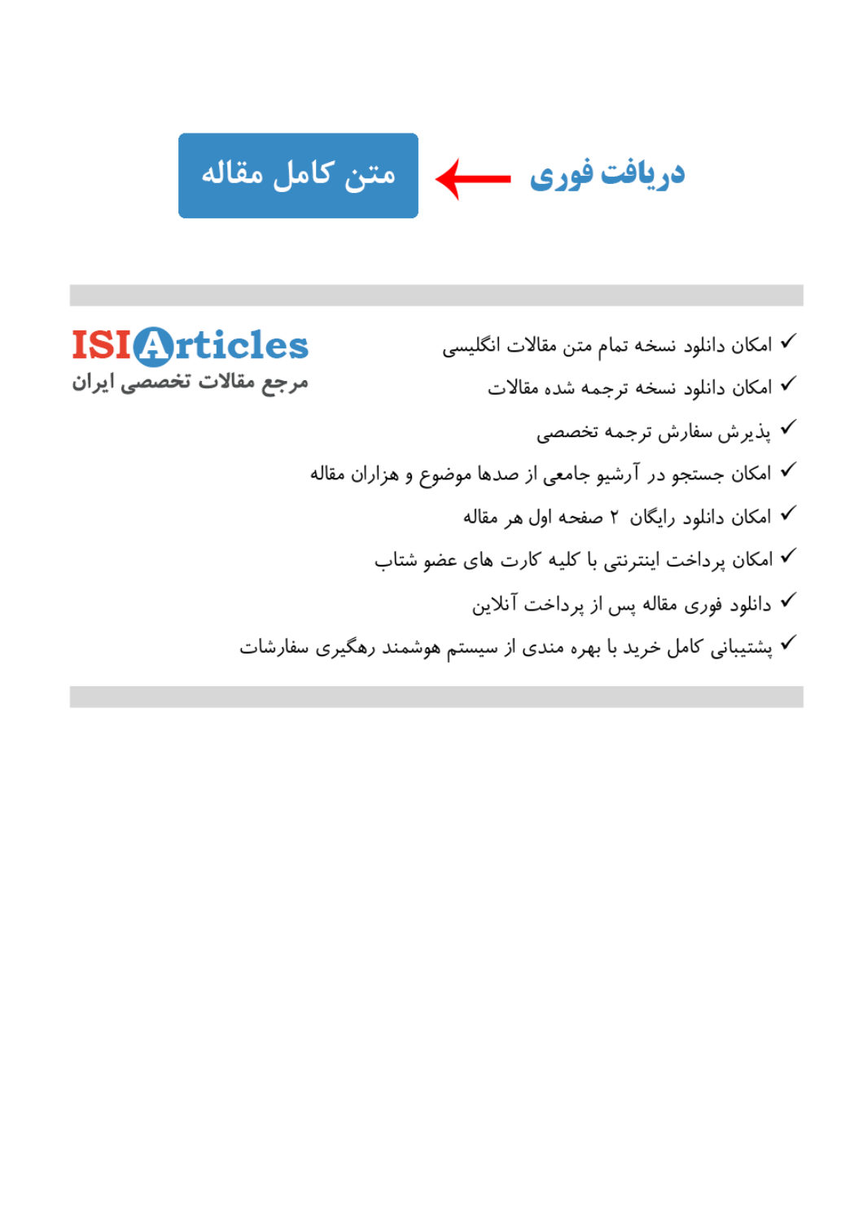دریافت فوری ← **متن کامل مقاله**

**ISIArticles**
مرجع مقالات تخصصی ایران

- ✓ امکان دانلود نسخه تمام متن مقالات انگلیسی
- ✓ امکان دانلود نسخه ترجمه شده مقالات
- ✓ پذیرش سفارش ترجمه تخصصی
- ✓ امکان جستجو در آرشیو جامعی از صدها موضوع و هزاران مقاله
- ✓ امکان دانلود رایگان ۲ صفحه اول هر مقاله
- ✓ امکان پرداخت اینترنتی با کلیه کارت های عضو شتاب
- ✓ دانلود فوری مقاله پس از پرداخت آنلاین
- ✓ پشتیبانی کامل خرید با بهره مندی از سیستم هوشمند رهگیری سفارشات